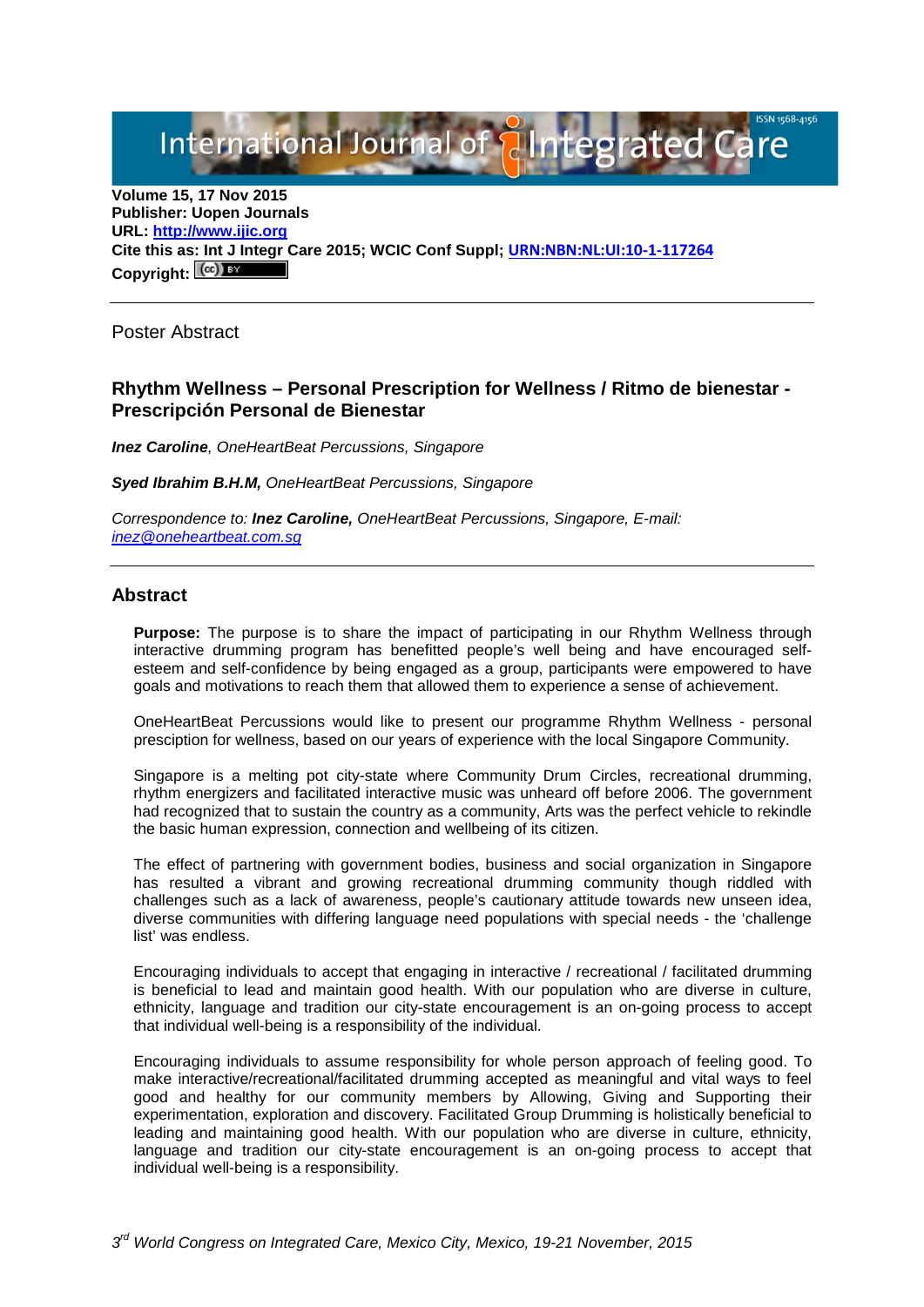Volume 15, 17 Nov 2015
**Publisher: Uopen Journals**
**URL: [http://www.ijic.org](http://www.ijic.org)**
**Cite this as: Int J Integr Care 2015; WCIC Conf Suppl; [URN:NBN:NL:UI:10-1-117264](URN:NBN:NL:UI:10-1-117264)**
**Copyright:**

---

Poster Abstract

## Rhythm Wellness – Personal Prescription for Wellness / Ritmo de bienestar - Prescripción Personal de Bienestar

***Inez Caroline***, *OneHeartBeat Percussions, Singapore*

***Syed Ibrahim B.H.M,*** *OneHeartBeat Percussions, Singapore*

*Correspondence to:* ***Inez Caroline,*** *OneHeartBeat Percussions, Singapore, E-mail: [inez@oneheartbeat.com.sg](mailto:inez@oneheartbeat.com.sg)*

---

## Abstract

**Purpose:** The purpose is to share the impact of participating in our Rhythm Wellness through interactive drumming program has benefitted people's well being and have encouraged self-esteem and self-confidence by being engaged as a group, participants were empowered to have goals and motivations to reach them that allowed them to experience a sense of achievement.

OneHeartBeat Percussions would like to present our programme Rhythm Wellness - personal presciption for wellness, based on our years of experience with the local Singapore Community.

Singapore is a melting pot city-state where Community Drum Circles, recreational drumming, rhythm energizers and facilitated interactive music was unheard off before 2006. The government had recognized that to sustain the country as a community, Arts was the perfect vehicle to rekindle the basic human expression, connection and wellbeing of its citizen.

The effect of partnering with government bodies, business and social organization in Singapore has resulted a vibrant and growing recreational drumming community though riddled with challenges such as a lack of awareness, people's cautionary attitude towards new unseen idea, diverse communities with differing language need populations with special needs - the 'challenge list' was endless.

Encouraging individuals to accept that engaging in interactive / recreational / facilitated drumming is beneficial to lead and maintain good health. With our population who are diverse in culture, ethnicity, language and tradition our city-state encouragement is an on-going process to accept that individual well-being is a responsibility of the individual.

Encouraging individuals to assume responsibility for whole person approach of feeling good. To make interactive/recreational/facilitated drumming accepted as meaningful and vital ways to feel good and healthy for our community members by Allowing, Giving and Supporting their experimentation, exploration and discovery. Facilitated Group Drumming is holistically beneficial to leading and maintaining good health. With our population who are diverse in culture, ethnicity, language and tradition our city-state encouragement is an on-going process to accept that individual well-being is a responsibility.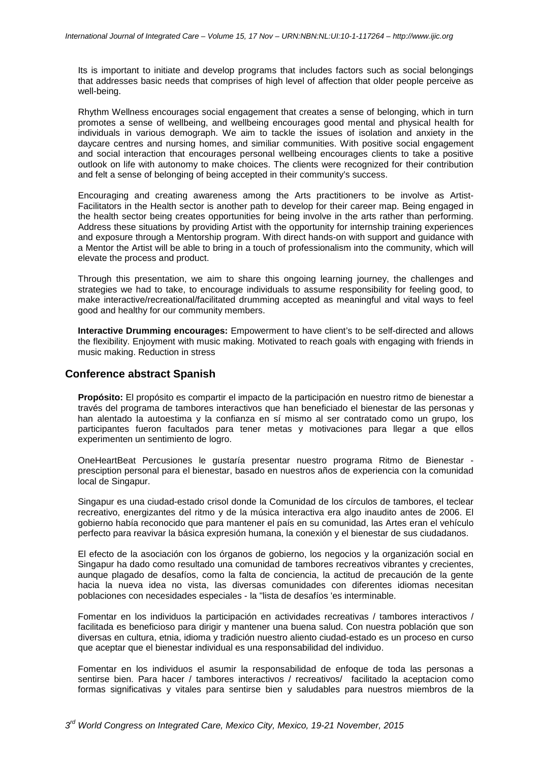Its is important to initiate and develop programs that includes factors such as social belongings that addresses basic needs that comprises of high level of affection that older people perceive as well-being.

Rhythm Wellness encourages social engagement that creates a sense of belonging, which in turn promotes a sense of wellbeing, and wellbeing encourages good mental and physical health for individuals in various demograph. We aim to tackle the issues of isolation and anxiety in the daycare centres and nursing homes, and similiar communities. With positive social engagement and social interaction that encourages personal wellbeing encourages clients to take a positive outlook on life with autonomy to make choices. The clients were recognized for their contribution and felt a sense of belonging of being accepted in their community's success.

Encouraging and creating awareness among the Arts practitioners to be involve as Artist-Facilitators in the Health sector is another path to develop for their career map. Being engaged in the health sector being creates opportunities for being involve in the arts rather than performing. Address these situations by providing Artist with the opportunity for internship training experiences and exposure through a Mentorship program. With direct hands-on with support and guidance with a Mentor the Artist will be able to bring in a touch of professionalism into the community, which will elevate the process and product.

Through this presentation, we aim to share this ongoing learning journey, the challenges and strategies we had to take, to encourage individuals to assume responsibility for feeling good, to make interactive/recreational/facilitated drumming accepted as meaningful and vital ways to feel good and healthy for our community members.

**Interactive Drumming encourages:** Empowerment to have client's to be self-directed and allows the flexibility. Enjoyment with music making. Motivated to reach goals with engaging with friends in music making. Reduction in stress

## Conference abstract Spanish

**Propósito:** El propósito es compartir el impacto de la participación en nuestro ritmo de bienestar a través del programa de tambores interactivos que han beneficiado el bienestar de las personas y han alentado la autoestima y la confianza en sí mismo al ser contratado como un grupo, los participantes fueron facultados para tener metas y motivaciones para llegar a que ellos experimenten un sentimiento de logro.

OneHeartBeat Percusiones le gustaría presentar nuestro programa Ritmo de Bienestar - presciption personal para el bienestar, basado en nuestros años de experiencia con la comunidad local de Singapur.

Singapur es una ciudad-estado crisol donde la Comunidad de los círculos de tambores, el teclear recreativo, energizantes del ritmo y de la música interactiva era algo inaudito antes de 2006. El gobierno había reconocido que para mantener el país en su comunidad, las Artes eran el vehículo perfecto para reavivar la básica expresión humana, la conexión y el bienestar de sus ciudadanos.

El efecto de la asociación con los órganos de gobierno, los negocios y la organización social en Singapur ha dado como resultado una comunidad de tambores recreativos vibrantes y crecientes, aunque plagado de desafíos, como la falta de conciencia, la actitud de precaución de la gente hacia la nueva idea no vista, las diversas comunidades con diferentes idiomas necesitan poblaciones con necesidades especiales - la "lista de desafíos 'es interminable.

Fomentar en los individuos la participación en actividades recreativas / tambores interactivos / facilitada es beneficioso para dirigir y mantener una buena salud. Con nuestra población que son diversas en cultura, etnia, idioma y tradición nuestro aliento ciudad-estado es un proceso en curso que aceptar que el bienestar individual es una responsabilidad del individuo.

Fomentar en los individuos el asumir la responsabilidad de enfoque de toda las personas a sentirse bien. Para hacer / tambores interactivos / recreativos/ facilitado la aceptacion como formas significativas y vitales para sentirse bien y saludables para nuestros miembros de la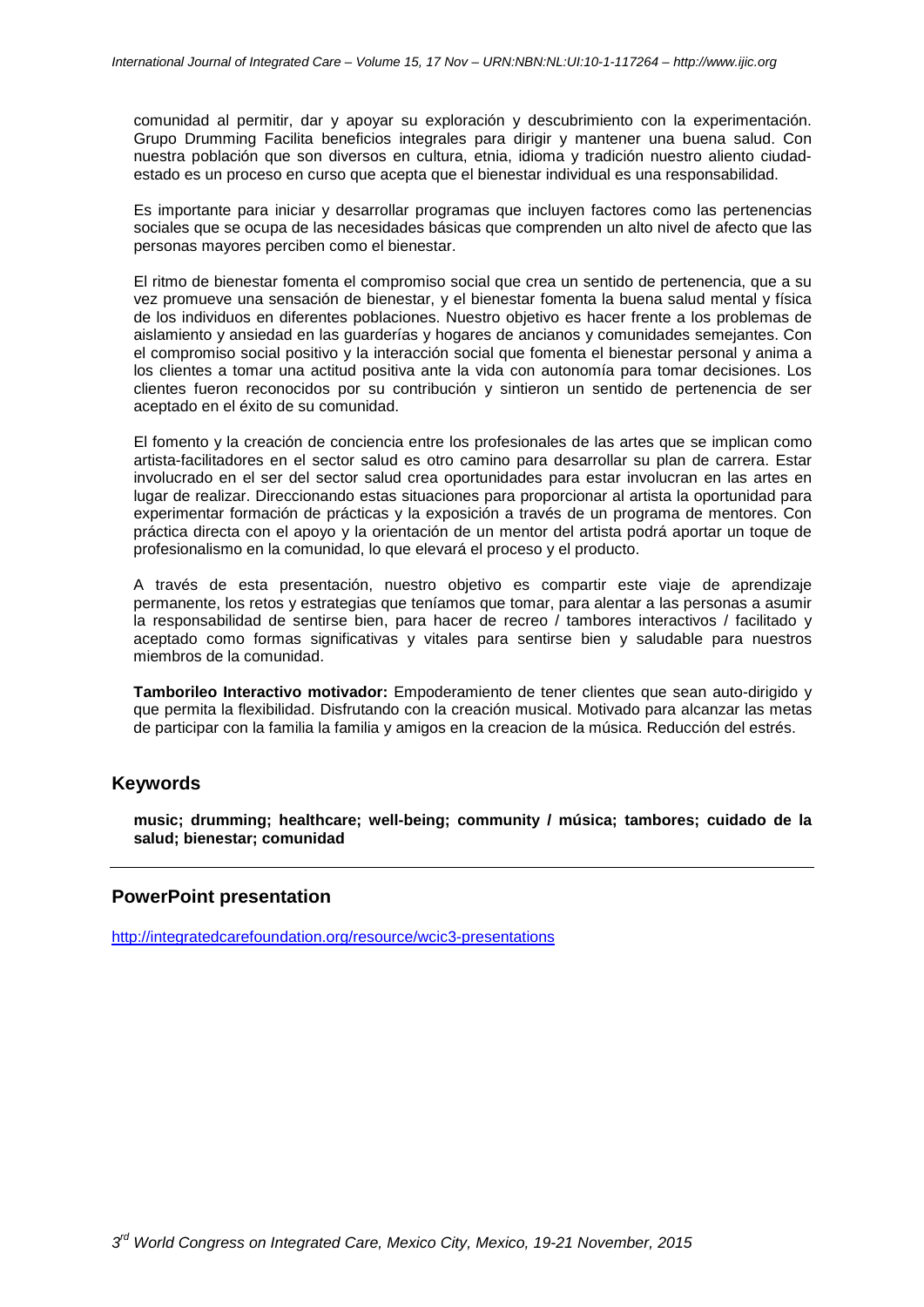comunidad al permitir, dar y apoyar su exploración y descubrimiento con la experimentación. Grupo Drumming Facilita beneficios integrales para dirigir y mantener una buena salud. Con nuestra población que son diversos en cultura, etnia, idioma y tradición nuestro aliento ciudad-estado es un proceso en curso que acepta que el bienestar individual es una responsabilidad.

Es importante para iniciar y desarrollar programas que incluyen factores como las pertenencias sociales que se ocupa de las necesidades básicas que comprenden un alto nivel de afecto que las personas mayores perciben como el bienestar.

El ritmo de bienestar fomenta el compromiso social que crea un sentido de pertenencia, que a su vez promueve una sensación de bienestar, y el bienestar fomenta la buena salud mental y física de los individuos en diferentes poblaciones. Nuestro objetivo es hacer frente a los problemas de aislamiento y ansiedad en las guarderías y hogares de ancianos y comunidades semejantes. Con el compromiso social positivo y la interacción social que fomenta el bienestar personal y anima a los clientes a tomar una actitud positiva ante la vida con autonomía para tomar decisiones. Los clientes fueron reconocidos por su contribución y sintieron un sentido de pertenencia de ser aceptado en el éxito de su comunidad.

El fomento y la creación de conciencia entre los profesionales de las artes que se implican como artista-facilitadores en el sector salud es otro camino para desarrollar su plan de carrera. Estar involucrado en el ser del sector salud crea oportunidades para estar involucran en las artes en lugar de realizar. Direccionando estas situaciones para proporcionar al artista la oportunidad para experimentar formación de prácticas y la exposición a través de un programa de mentores. Con práctica directa con el apoyo y la orientación de un mentor del artista podrá aportar un toque de profesionalismo en la comunidad, lo que elevará el proceso y el producto.

A través de esta presentación, nuestro objetivo es compartir este viaje de aprendizaje permanente, los retos y estrategias que teníamos que tomar, para alentar a las personas a asumir la responsabilidad de sentirse bien, para hacer de recreo / tambores interactivos / facilitado y aceptado como formas significativas y vitales para sentirse bien y saludable para nuestros miembros de la comunidad.

**Tamborileo Interactivo motivador:** Empoderamiento de tener clientes que sean auto-dirigido y que permita la flexibilidad. Disfrutando con la creación musical. Motivado para alcanzar las metas de participar con la familia la familia y amigos en la creacion de la música. Reducción del estrés.

## Keywords

**music; drumming; healthcare; well-being; community / música; tambores; cuidado de la salud; bienestar; comunidad**

## PowerPoint presentation

http://integratedcarefoundation.org/resource/wcic3-presentations